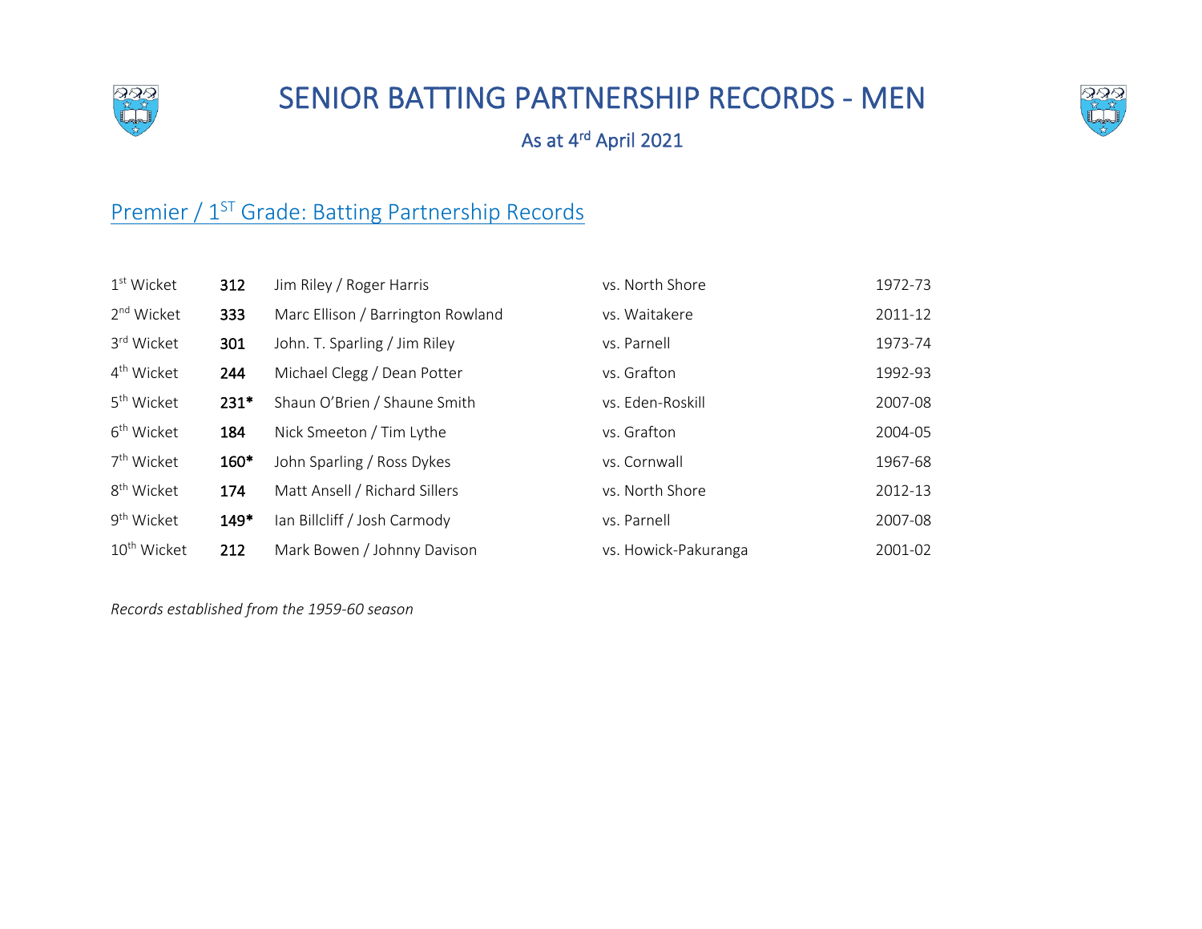# SENIOR BATTING PARTNERSHIP RECORDS - MEN

As at 4th April 2021

## Premier / 1ST Grade: Batting Partnership Records

| Wicket | Runs | Partnership | Opponent | Season |
|---|---|---|---|---|
| 1st Wicket | **312** | Jim Riley / Roger Harris | vs. North Shore | 1972-73 |
| 2nd Wicket | **333** | Marc Ellison / Barrington Rowland | vs. Waitakere | 2011-12 |
| 3rd Wicket | **301** | John. T. Sparling / Jim Riley | vs. Parnell | 1973-74 |
| 4th Wicket | **244** | Michael Clegg / Dean Potter | vs. Grafton | 1992-93 |
| 5th Wicket | **231*** | Shaun O'Brien / Shaune Smith | vs. Eden-Roskill | 2007-08 |
| 6th Wicket | **184** | Nick Smeeton / Tim Lythe | vs. Grafton | 2004-05 |
| 7th Wicket | **160*** | John Sparling / Ross Dykes | vs. Cornwall | 1967-68 |
| 8th Wicket | **174** | Matt Ansell / Richard Sillers | vs. North Shore | 2012-13 |
| 9th Wicket | **149*** | Ian Billcliff / Josh Carmody | vs. Parnell | 2007-08 |
| 10th Wicket | **212** | Mark Bowen / Johnny Davison | vs. Howick-Pakuranga | 2001-02 |

*Records established from the 1959-60 season*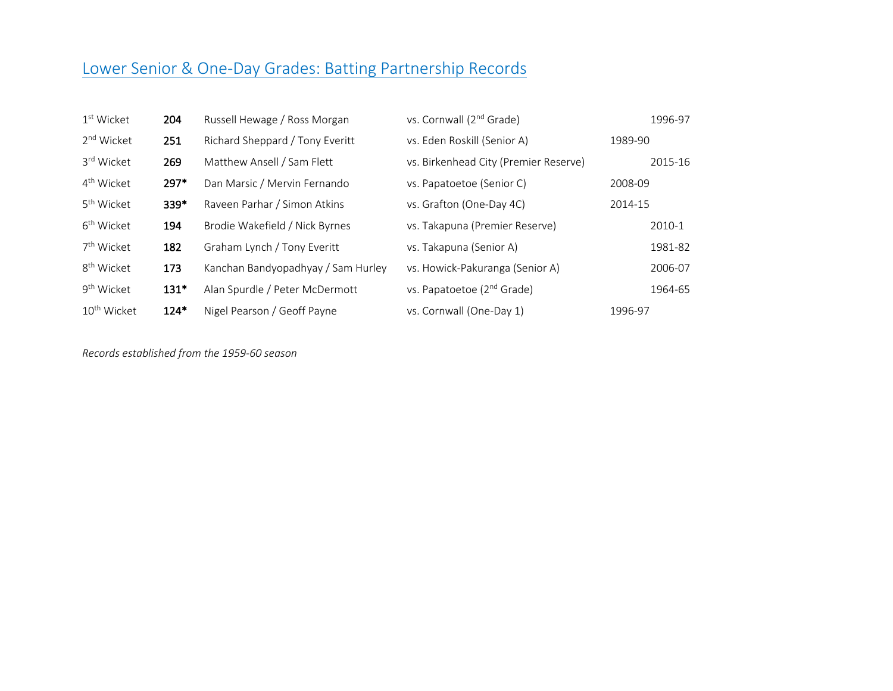## Lower Senior & One-Day Grades: Batting Partnership Records

| | | | | |
|---|---|---|---|---|
| 1st Wicket | **204** | Russell Hewage / Ross Morgan | vs. Cornwall (2nd Grade) | 1996-97 |
| 2nd Wicket | **251** | Richard Sheppard / Tony Everitt | vs. Eden Roskill (Senior A) | 1989-90 |
| 3rd Wicket | **269** | Matthew Ansell / Sam Flett | vs. Birkenhead City (Premier Reserve) | 2015-16 |
| 4th Wicket | **297*** | Dan Marsic / Mervin Fernando | vs. Papatoetoe (Senior C) | 2008-09 |
| 5th Wicket | **339*** | Raveen Parhar / Simon Atkins | vs. Grafton (One-Day 4C) | 2014-15 |
| 6th Wicket | **194** | Brodie Wakefield / Nick Byrnes | vs. Takapuna (Premier Reserve) | 2010-1 |
| 7th Wicket | **182** | Graham Lynch / Tony Everitt | vs. Takapuna (Senior A) | 1981-82 |
| 8th Wicket | **173** | Kanchan Bandyopadhyay / Sam Hurley | vs. Howick-Pakuranga (Senior A) | 2006-07 |
| 9th Wicket | **131*** | Alan Spurdle / Peter McDermott | vs. Papatoetoe (2nd Grade) | 1964-65 |
| 10th Wicket | **124*** | Nigel Pearson / Geoff Payne | vs. Cornwall (One-Day 1) | 1996-97 |

*Records established from the 1959-60 season*